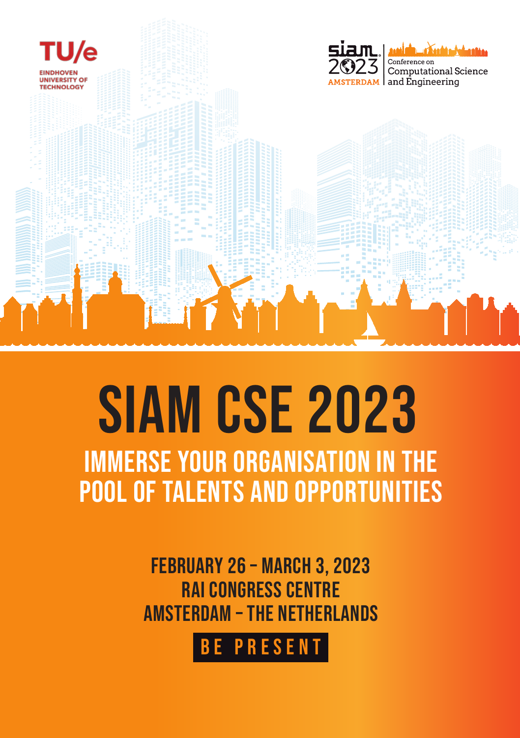TU/e

EINDHOVEN UNIVERSITY OF TECHNOLOGY

siam 2023 AMSTERDAM

Conference on Computational Science and Engineering

# SIAM CSE 2023

## IMMERSE YOUR ORGANISATION IN THE POOL OF TALENTS AND OPPORTUNITIES

**FEBRUARY 26 – MARCH 3, 2023**

**RAI CONGRESS CENTRE**

**AMSTERDAM – THE NETHERLANDS**

**BE PRESENT**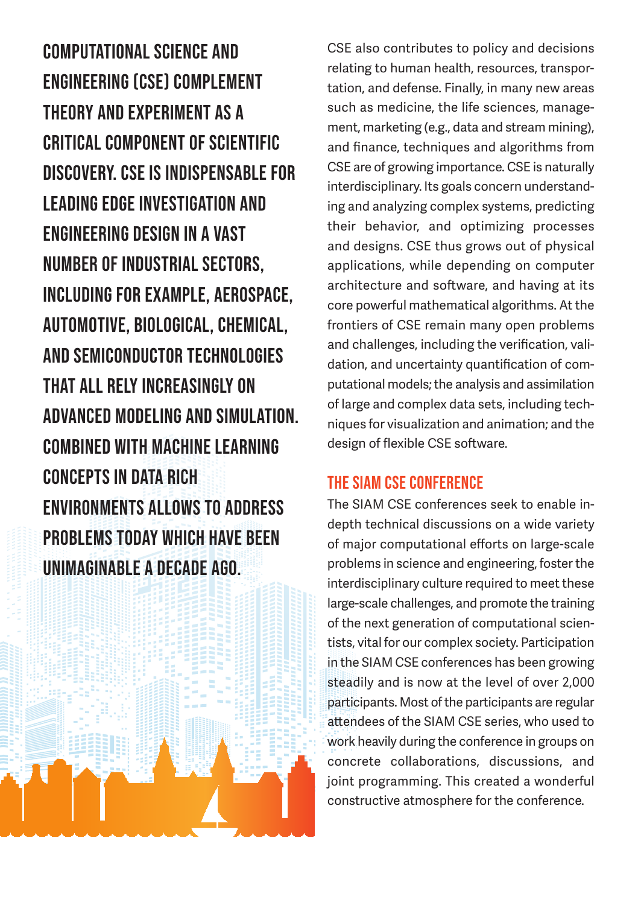**COMPUTATIONAL SCIENCE AND ENGINEERING (CSE) COMPLEMENT THEORY AND EXPERIMENT AS A CRITICAL COMPONENT OF SCIENTIFIC DISCOVERY. CSE IS INDISPENSABLE FOR LEADING EDGE INVESTIGATION AND ENGINEERING DESIGN IN A VAST NUMBER OF INDUSTRIAL SECTORS, INCLUDING FOR EXAMPLE, AEROSPACE, AUTOMOTIVE, BIOLOGICAL, CHEMICAL, AND SEMICONDUCTOR TECHNOLOGIES THAT ALL RELY INCREASINGLY ON ADVANCED MODELING AND SIMULATION. COMBINED WITH MACHINE LEARNING CONCEPTS IN DATA RICH ENVIRONMENTS ALLOWS TO ADDRESS PROBLEMS TODAY WHICH HAVE BEEN UNIMAGINABLE A DECADE AGO.**

CSE also contributes to policy and decisions relating to human health, resources, transportation, and defense. Finally, in many new areas such as medicine, the life sciences, management, marketing (e.g., data and stream mining), and finance, techniques and algorithms from CSE are of growing importance. CSE is naturally interdisciplinary. Its goals concern understanding and analyzing complex systems, predicting their behavior, and optimizing processes and designs. CSE thus grows out of physical applications, while depending on computer architecture and software, and having at its core powerful mathematical algorithms. At the frontiers of CSE remain many open problems and challenges, including the verification, validation, and uncertainty quantification of computational models; the analysis and assimilation of large and complex data sets, including techniques for visualization and animation; and the design of flexible CSE software.

## THE SIAM CSE CONFERENCE

The SIAM CSE conferences seek to enable in-depth technical discussions on a wide variety of major computational efforts on large-scale problems in science and engineering, foster the interdisciplinary culture required to meet these large-scale challenges, and promote the training of the next generation of computational scientists, vital for our complex society. Participation in the SIAM CSE conferences has been growing steadily and is now at the level of over 2,000 participants. Most of the participants are regular attendees of the SIAM CSE series, who used to work heavily during the conference in groups on concrete collaborations, discussions, and joint programming. This created a wonderful constructive atmosphere for the conference.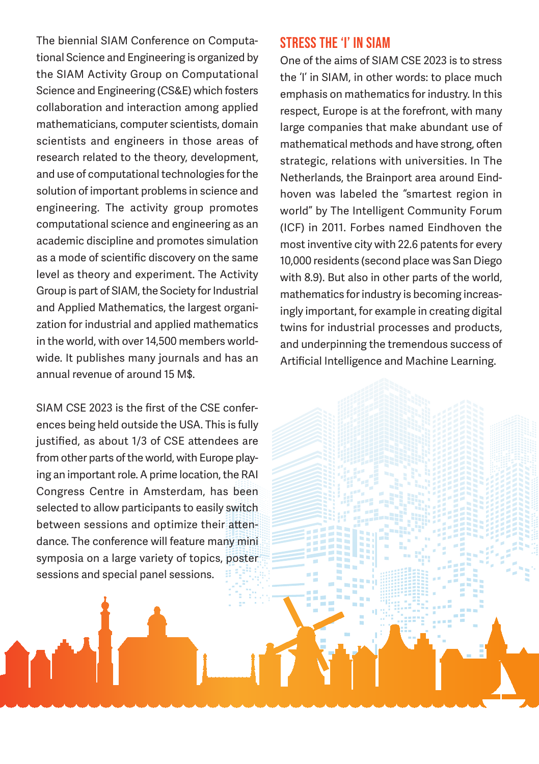The biennial SIAM Conference on Computational Science and Engineering is organized by the SIAM Activity Group on Computational Science and Engineering (CS&E) which fosters collaboration and interaction among applied mathematicians, computer scientists, domain scientists and engineers in those areas of research related to the theory, development, and use of computational technologies for the solution of important problems in science and engineering. The activity group promotes computational science and engineering as an academic discipline and promotes simulation as a mode of scientific discovery on the same level as theory and experiment. The Activity Group is part of SIAM, the Society for Industrial and Applied Mathematics, the largest organization for industrial and applied mathematics in the world, with over 14,500 members worldwide. It publishes many journals and has an annual revenue of around 15 M$.

SIAM CSE 2023 is the first of the CSE conferences being held outside the USA. This is fully justified, as about 1/3 of CSE attendees are from other parts of the world, with Europe playing an important role. A prime location, the RAI Congress Centre in Amsterdam, has been selected to allow participants to easily switch between sessions and optimize their attendance. The conference will feature many mini symposia on a large variety of topics, poster sessions and special panel sessions.

## STRESS THE 'I' IN SIAM

One of the aims of SIAM CSE 2023 is to stress the 'I' in SIAM, in other words: to place much emphasis on mathematics for industry. In this respect, Europe is at the forefront, with many large companies that make abundant use of mathematical methods and have strong, often strategic, relations with universities. In The Netherlands, the Brainport area around Eindhoven was labeled the "smartest region in world" by The Intelligent Community Forum (ICF) in 2011. Forbes named Eindhoven the most inventive city with 22.6 patents for every 10,000 residents (second place was San Diego with 8.9). But also in other parts of the world, mathematics for industry is becoming increasingly important, for example in creating digital twins for industrial processes and products, and underpinning the tremendous success of Artificial Intelligence and Machine Learning.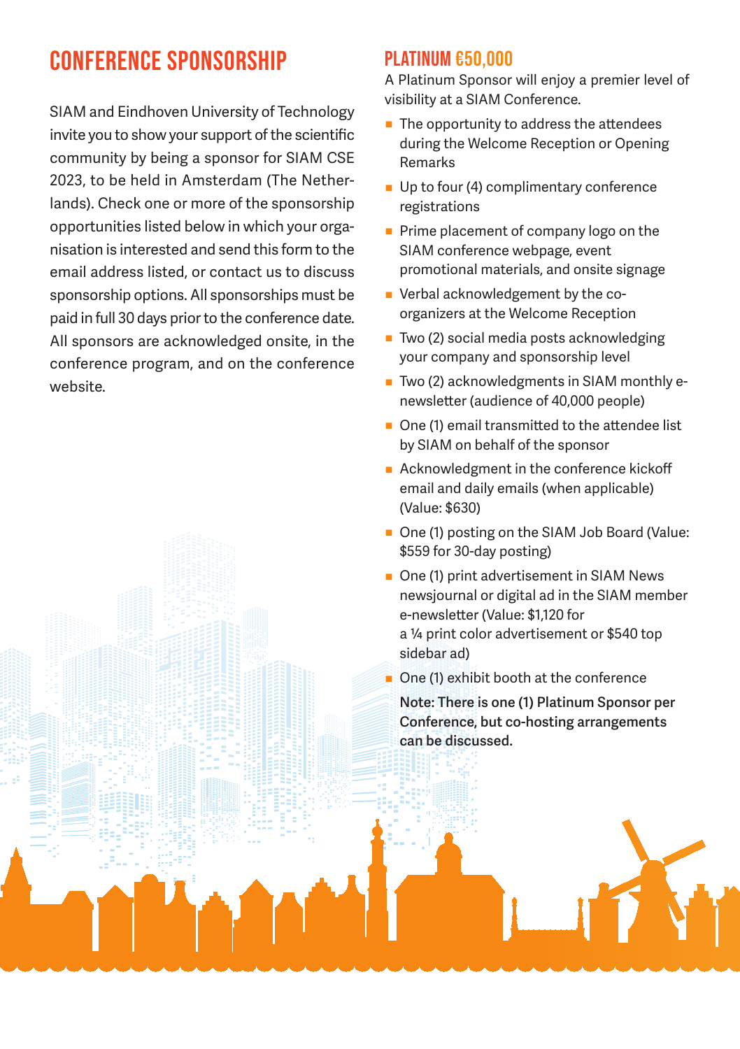# CONFERENCE SPONSORSHIP

SIAM and Eindhoven University of Technology invite you to show your support of the scientific community by being a sponsor for SIAM CSE 2023, to be held in Amsterdam (The Netherlands). Check one or more of the sponsorship opportunities listed below in which your organisation is interested and send this form to the email address listed, or contact us to discuss sponsorship options. All sponsorships must be paid in full 30 days prior to the conference date. All sponsors are acknowledged onsite, in the conference program, and on the conference website.

## PLATINUM €50,000

A Platinum Sponsor will enjoy a premier level of visibility at a SIAM Conference.

- The opportunity to address the attendees during the Welcome Reception or Opening Remarks
- Up to four (4) complimentary conference registrations
- Prime placement of company logo on the SIAM conference webpage, event promotional materials, and onsite signage
- Verbal acknowledgement by the co-organizers at the Welcome Reception
- Two (2) social media posts acknowledging your company and sponsorship level
- Two (2) acknowledgments in SIAM monthly e-newsletter (audience of 40,000 people)
- One (1) email transmitted to the attendee list by SIAM on behalf of the sponsor
- Acknowledgment in the conference kickoff email and daily emails (when applicable) (Value: $630)
- One (1) posting on the SIAM Job Board (Value: $559 for 30-day posting)
- One (1) print advertisement in SIAM News newsjournal or digital ad in the SIAM member e-newsletter (Value: $1,120 for a ¼ print color advertisement or $540 top sidebar ad)
- One (1) exhibit booth at the conference

**Note: There is one (1) Platinum Sponsor per Conference, but co-hosting arrangements can be discussed.**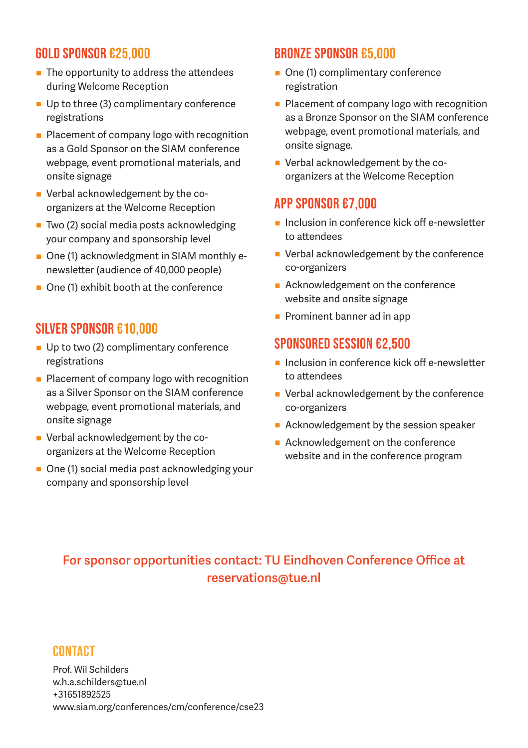## GOLD SPONSOR €25,000

- The opportunity to address the attendees during Welcome Reception
- Up to three (3) complimentary conference registrations
- Placement of company logo with recognition as a Gold Sponsor on the SIAM conference webpage, event promotional materials, and onsite signage
- Verbal acknowledgement by the co-organizers at the Welcome Reception
- Two (2) social media posts acknowledging your company and sponsorship level
- One (1) acknowledgment in SIAM monthly e-newsletter (audience of 40,000 people)
- One (1) exhibit booth at the conference

## SILVER SPONSOR €10,000

- Up to two (2) complimentary conference registrations
- Placement of company logo with recognition as a Silver Sponsor on the SIAM conference webpage, event promotional materials, and onsite signage
- Verbal acknowledgement by the co-organizers at the Welcome Reception
- One (1) social media post acknowledging your company and sponsorship level

## BRONZE SPONSOR €5,000

- One (1) complimentary conference registration
- Placement of company logo with recognition as a Bronze Sponsor on the SIAM conference webpage, event promotional materials, and onsite signage.
- Verbal acknowledgement by the co-organizers at the Welcome Reception

## APP SPONSOR €7,000

- Inclusion in conference kick off e-newsletter to attendees
- Verbal acknowledgement by the conference co-organizers
- Acknowledgement on the conference website and onsite signage
- Prominent banner ad in app

## SPONSORED SESSION €2,500

- Inclusion in conference kick off e-newsletter to attendees
- Verbal acknowledgement by the conference co-organizers
- Acknowledgement by the session speaker
- Acknowledgement on the conference website and in the conference program

**For sponsor opportunities contact: TU Eindhoven Conference Office at reservations@tue.nl**

## CONTACT

Prof. Wil Schilders
w.h.a.schilders@tue.nl
+31651892525
www.siam.org/conferences/cm/conference/cse23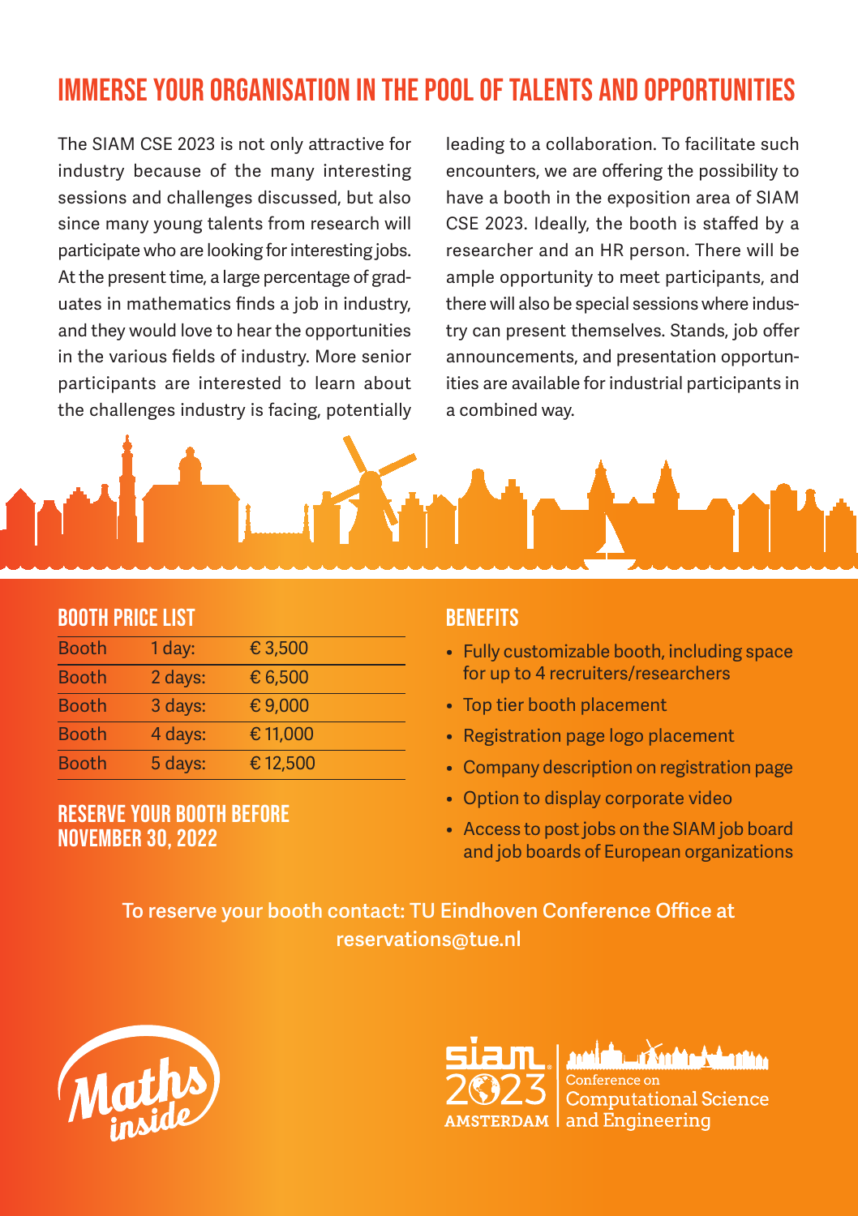# IMMERSE YOUR ORGANISATION IN THE POOL OF TALENTS AND OPPORTUNITIES

The SIAM CSE 2023 is not only attractive for industry because of the many interesting sessions and challenges discussed, but also since many young talents from research will participate who are looking for interesting jobs. At the present time, a large percentage of graduates in mathematics finds a job in industry, and they would love to hear the opportunities in the various fields of industry. More senior participants are interested to learn about the challenges industry is facing, potentially leading to a collaboration. To facilitate such encounters, we are offering the possibility to have a booth in the exposition area of SIAM CSE 2023. Ideally, the booth is staffed by a researcher and an HR person. There will be ample opportunity to meet participants, and there will also be special sessions where industry can present themselves. Stands, job offer announcements, and presentation opportunities are available for industrial participants in a combined way.

## BOOTH PRICE LIST

| | | |
|---|---|---|
| Booth | 1 day: | € 3,500 |
| Booth | 2 days: | € 6,500 |
| Booth | 3 days: | € 9,000 |
| Booth | 4 days: | € 11,000 |
| Booth | 5 days: | € 12,500 |

## RESERVE YOUR BOOTH BEFORE NOVEMBER 30, 2022

## BENEFITS

- Fully customizable booth, including space for up to 4 recruiters/researchers
- Top tier booth placement
- Registration page logo placement
- Company description on registration page
- Option to display corporate video
- Access to post jobs on the SIAM job board and job boards of European organizations

**To reserve your booth contact: TU Eindhoven Conference Office at reservations@tue.nl**

Maths inside

siam 2023 AMSTERDAM | Conference on Computational Science and Engineering